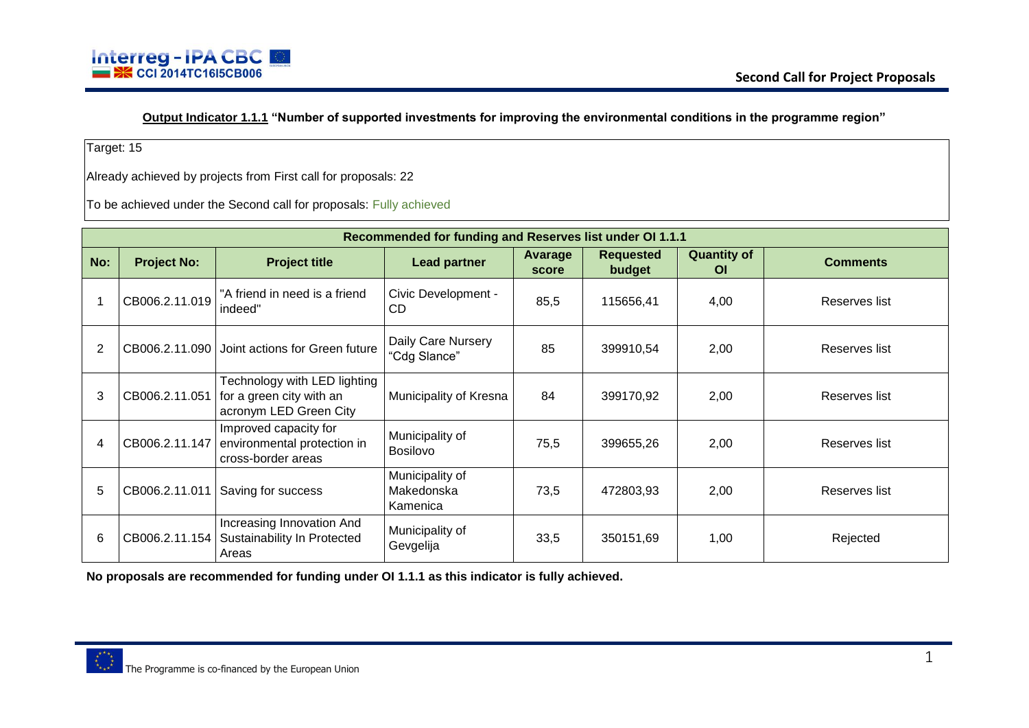**Output Indicator 1.1.1 "Number of supported investments for improving the environmental conditions in the programme region"**

Target: 15

Already achieved by projects from First call for proposals: 22

To be achieved under the Second call for proposals: Fully achieved

| Recommended for funding and Reserves list under OI 1.1.1 | | | | | | | |
|---|---|---|---|---|---|---|---|
| **No:** | **Project No:** | **Project title** | **Lead partner** | **Avarage score** | **Requested budget** | **Quantity of OI** | **Comments** |
| 1 | CB006.2.11.019 | "A friend in need is a friend indeed" | Civic Development - CD | 85,5 | 115656,41 | 4,00 | Reserves list |
| 2 | CB006.2.11.090 | Joint actions for Green future | Daily Care Nursery "Cdg Slance" | 85 | 399910,54 | 2,00 | Reserves list |
| 3 | CB006.2.11.051 | Technology with LED lighting for a green city with an acronym LED Green City | Municipality of Kresna | 84 | 399170,92 | 2,00 | Reserves list |
| 4 | CB006.2.11.147 | Improved capacity for environmental protection in cross-border areas | Municipality of Bosilovo | 75,5 | 399655,26 | 2,00 | Reserves list |
| 5 | CB006.2.11.011 | Saving for success | Municipality of Makedonska Kamenica | 73,5 | 472803,93 | 2,00 | Reserves list |
| 6 | CB006.2.11.154 | Increasing Innovation And Sustainability In Protected Areas | Municipality of Gevgelija | 33,5 | 350151,69 | 1,00 | Rejected |

**No proposals are recommended for funding under OI 1.1.1 as this indicator is fully achieved.**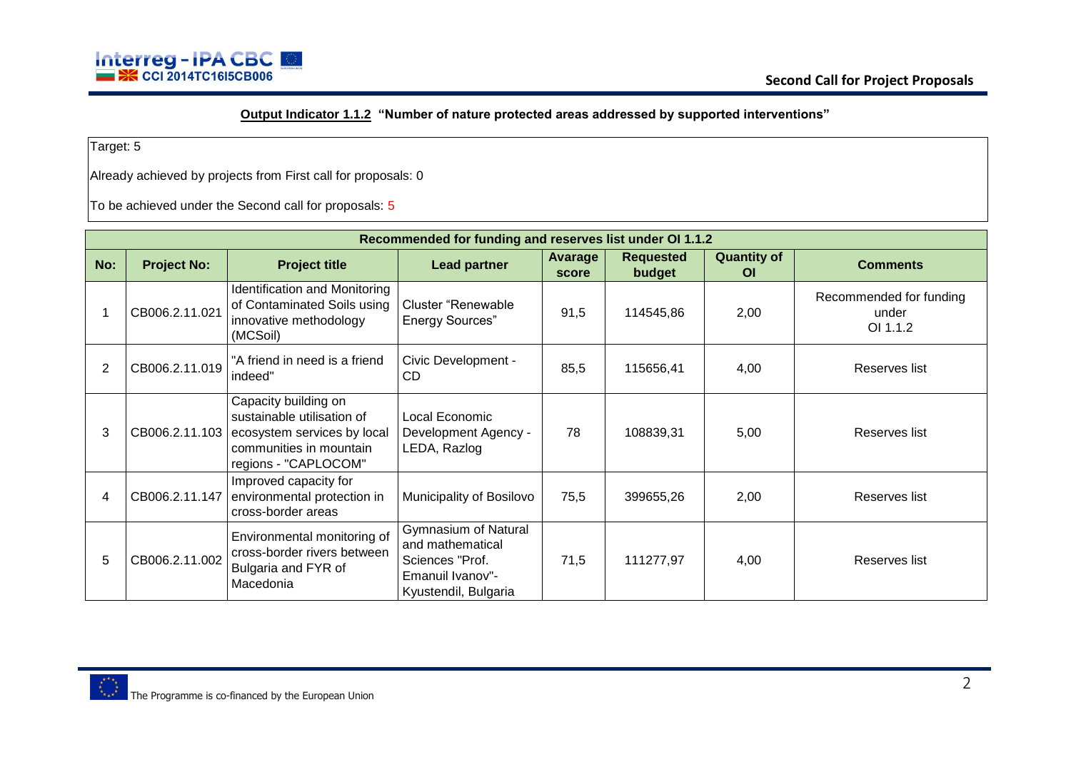**Output Indicator 1.1.2 "Number of nature protected areas addressed by supported interventions"**

Target: 5

Already achieved by projects from First call for proposals: 0

To be achieved under the Second call for proposals: 5

| Recommended for funding and reserves list under OI 1.1.2 | | | | | | | |
|---|---|---|---|---|---|---|---|
| **No:** | **Project No:** | **Project title** | **Lead partner** | **Avarage score** | **Requested budget** | **Quantity of OI** | **Comments** |
| 1 | CB006.2.11.021 | Identification and Monitoring of Contaminated Soils using innovative methodology (MCSoil) | Cluster "Renewable Energy Sources" | 91,5 | 114545,86 | 2,00 | Recommended for funding under OI 1.1.2 |
| 2 | CB006.2.11.019 | "A friend in need is a friend indeed" | Civic Development - CD | 85,5 | 115656,41 | 4,00 | Reserves list |
| 3 | CB006.2.11.103 | Capacity building on sustainable utilisation of ecosystem services by local communities in mountain regions - "CAPLOCOM" | Local Economic Development Agency - LEDA, Razlog | 78 | 108839,31 | 5,00 | Reserves list |
| 4 | CB006.2.11.147 | Improved capacity for environmental protection in cross-border areas | Municipality of Bosilovo | 75,5 | 399655,26 | 2,00 | Reserves list |
| 5 | CB006.2.11.002 | Environmental monitoring of cross-border rivers between Bulgaria and FYR of Macedonia | Gymnasium of Natural and mathematical Sciences "Prof. Emanuil Ivanov"- Kyustendil, Bulgaria | 71,5 | 111277,97 | 4,00 | Reserves list |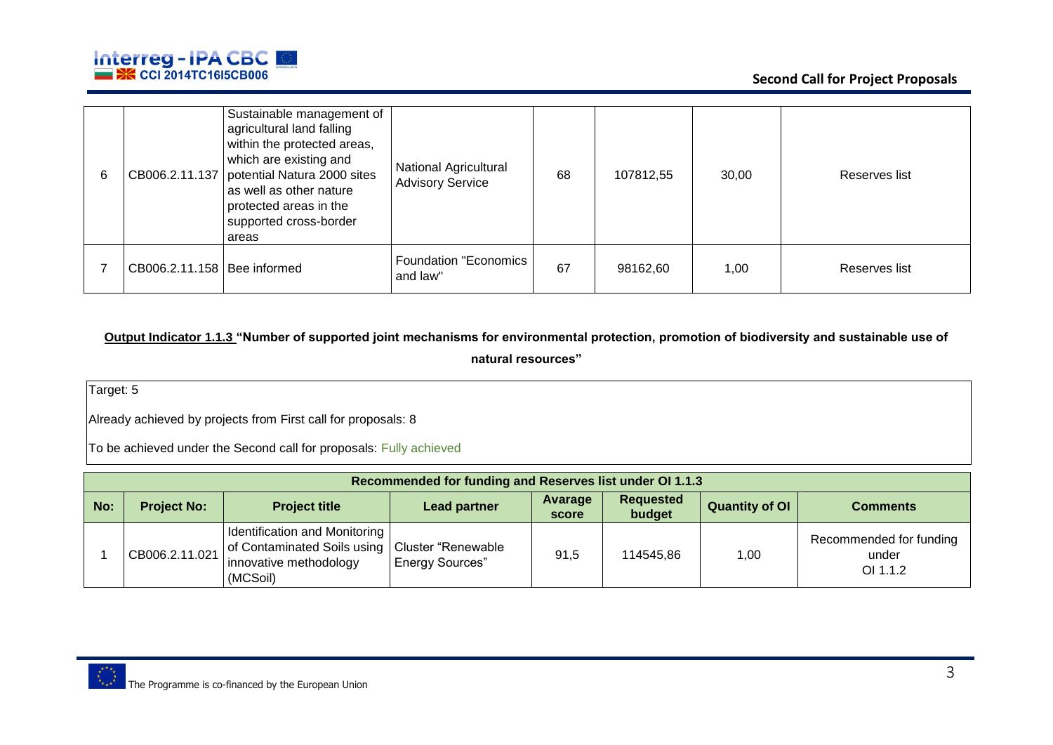| 6 | CB006.2.11.137 | Sustainable management of agricultural land falling within the protected areas, which are existing and potential Natura 2000 sites as well as other nature protected areas in the supported cross-border areas | National Agricultural Advisory Service | 68 | 107812,55 | 30,00 | Reserves list |
|---|---|---|---|---|---|---|---|
| 7 | CB006.2.11.158 | Bee informed | Foundation "Economics and law" | 67 | 98162,60 | 1,00 | Reserves list |

**Output Indicator 1.1.3 "Number of supported joint mechanisms for environmental protection, promotion of biodiversity and sustainable use of natural resources"**

Target: 5

Already achieved by projects from First call for proposals: 8

To be achieved under the Second call for proposals: Fully achieved

| Recommended for funding and Reserves list under OI 1.1.3 | | | | | | | |
|---|---|---|---|---|---|---|---|
| **No:** | **Project No:** | **Project title** | **Lead partner** | **Avarage score** | **Requested budget** | **Quantity of OI** | **Comments** |
| 1 | CB006.2.11.021 | Identification and Monitoring of Contaminated Soils using innovative methodology (MCSoil) | Cluster "Renewable Energy Sources" | 91,5 | 114545,86 | 1,00 | Recommended for funding under OI 1.1.2 |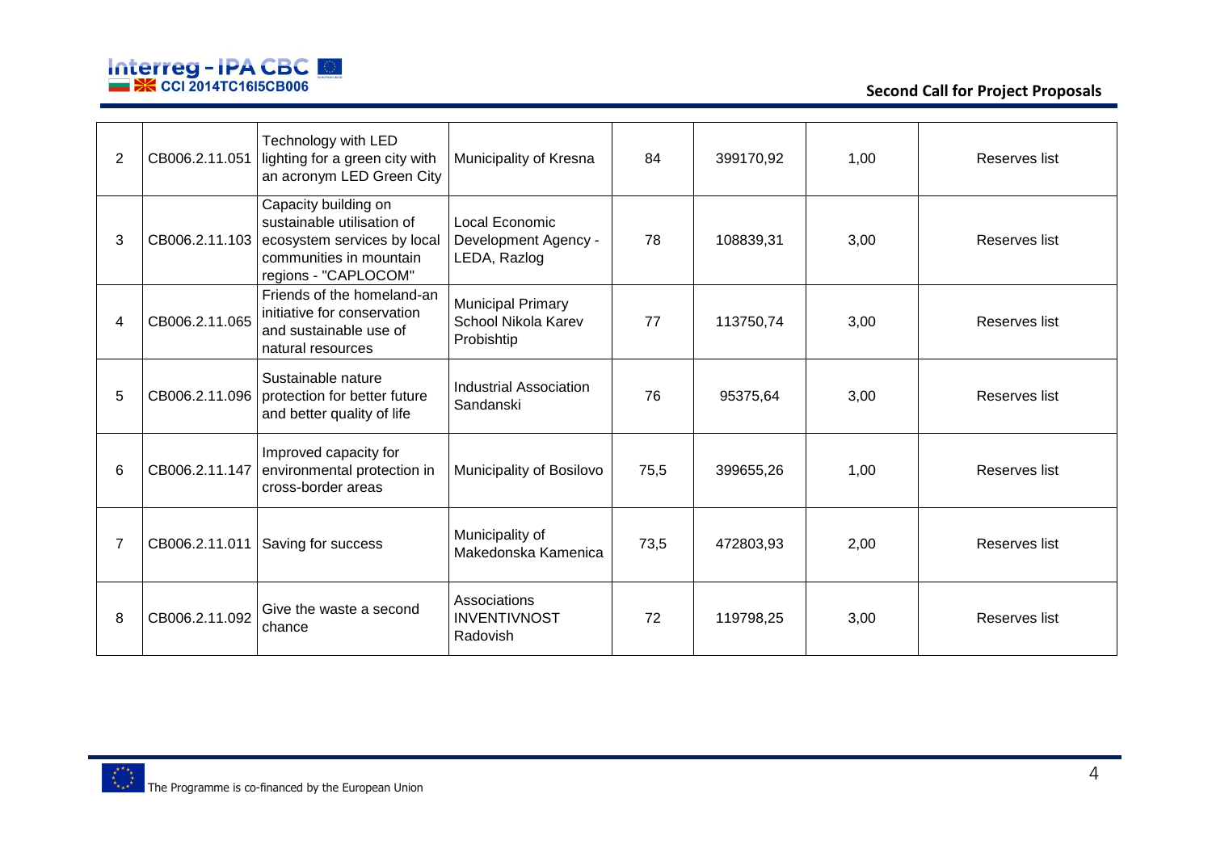| 2 | CB006.2.11.051 | Technology with LED lighting for a green city with an acronym LED Green City | Municipality of Kresna | 84 | 399170,92 | 1,00 | Reserves list |
|---|---|---|---|---|---|---|---|
| 3 | CB006.2.11.103 | Capacity building on sustainable utilisation of ecosystem services by local communities in mountain regions - "CAPLOCOM" | Local Economic Development Agency - LEDA, Razlog | 78 | 108839,31 | 3,00 | Reserves list |
| 4 | CB006.2.11.065 | Friends of the homeland-an initiative for conservation and sustainable use of natural resources | Municipal Primary School Nikola Karev Probishtip | 77 | 113750,74 | 3,00 | Reserves list |
| 5 | CB006.2.11.096 | Sustainable nature protection for better future and better quality of life | Industrial Association Sandanski | 76 | 95375,64 | 3,00 | Reserves list |
| 6 | CB006.2.11.147 | Improved capacity for environmental protection in cross-border areas | Municipality of Bosilovo | 75,5 | 399655,26 | 1,00 | Reserves list |
| 7 | CB006.2.11.011 | Saving for success | Municipality of Makedonska Kamenica | 73,5 | 472803,93 | 2,00 | Reserves list |
| 8 | CB006.2.11.092 | Give the waste a second chance | Associations INVENTIVNOST Radovish | 72 | 119798,25 | 3,00 | Reserves list |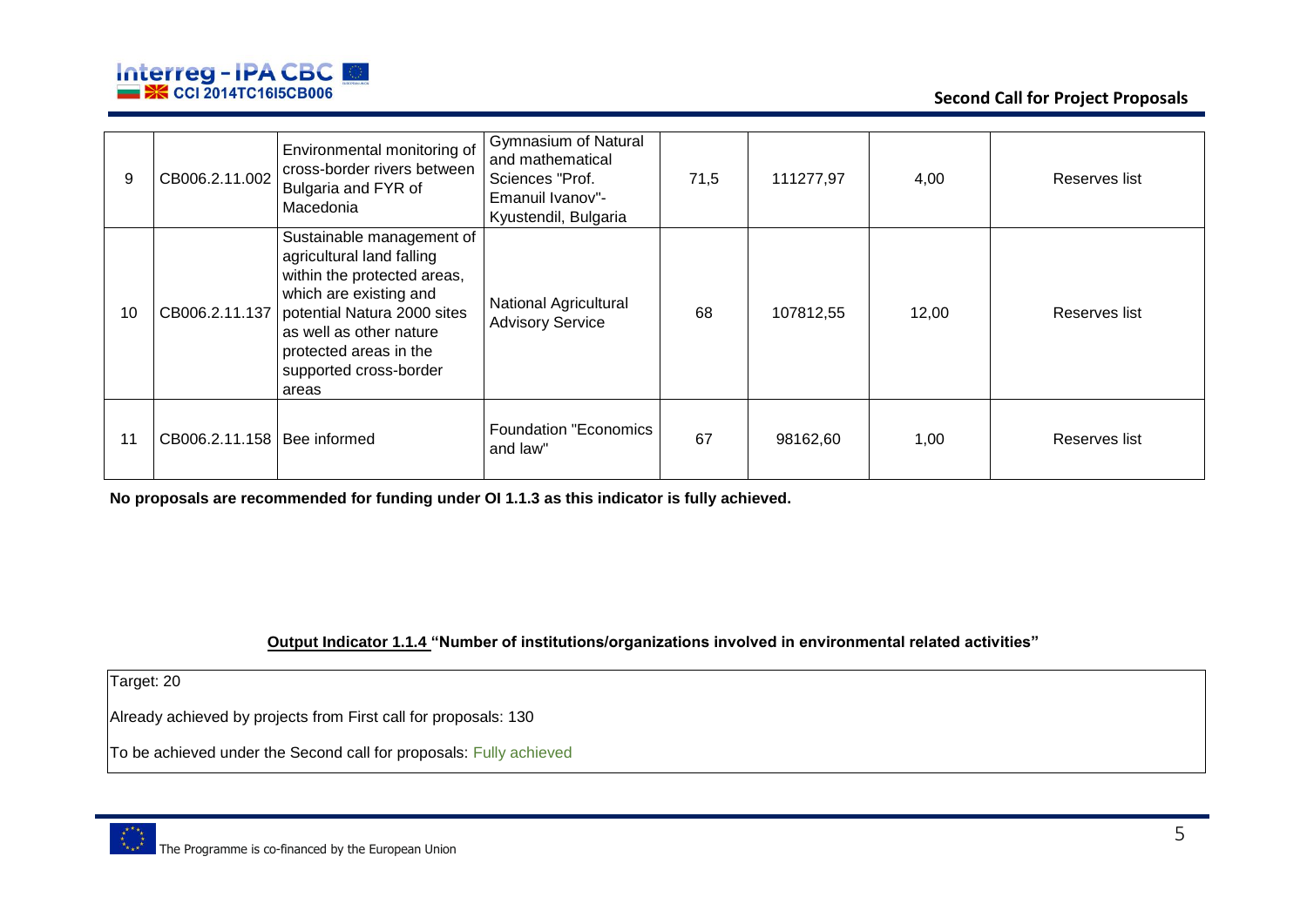| 9 | CB006.2.11.002 | Environmental monitoring of cross-border rivers between Bulgaria and FYR of Macedonia | Gymnasium of Natural and mathematical Sciences "Prof. Emanuil Ivanov"-Kyustendil, Bulgaria | 71,5 | 111277,97 | 4,00 | Reserves list |
|---|---|---|---|---|---|---|---|
| 10 | CB006.2.11.137 | Sustainable management of agricultural land falling within the protected areas, which are existing and potential Natura 2000 sites as well as other nature protected areas in the supported cross-border areas | National Agricultural Advisory Service | 68 | 107812,55 | 12,00 | Reserves list |
| 11 | CB006.2.11.158 | Bee informed | Foundation "Economics and law" | 67 | 98162,60 | 1,00 | Reserves list |

**No proposals are recommended for funding under OI 1.1.3 as this indicator is fully achieved.**

**Output Indicator 1.1.4 "Number of institutions/organizations involved in environmental related activities"**

| Target: 20 |
|---|
| Already achieved by projects from First call for proposals: 130 |
| To be achieved under the Second call for proposals: Fully achieved |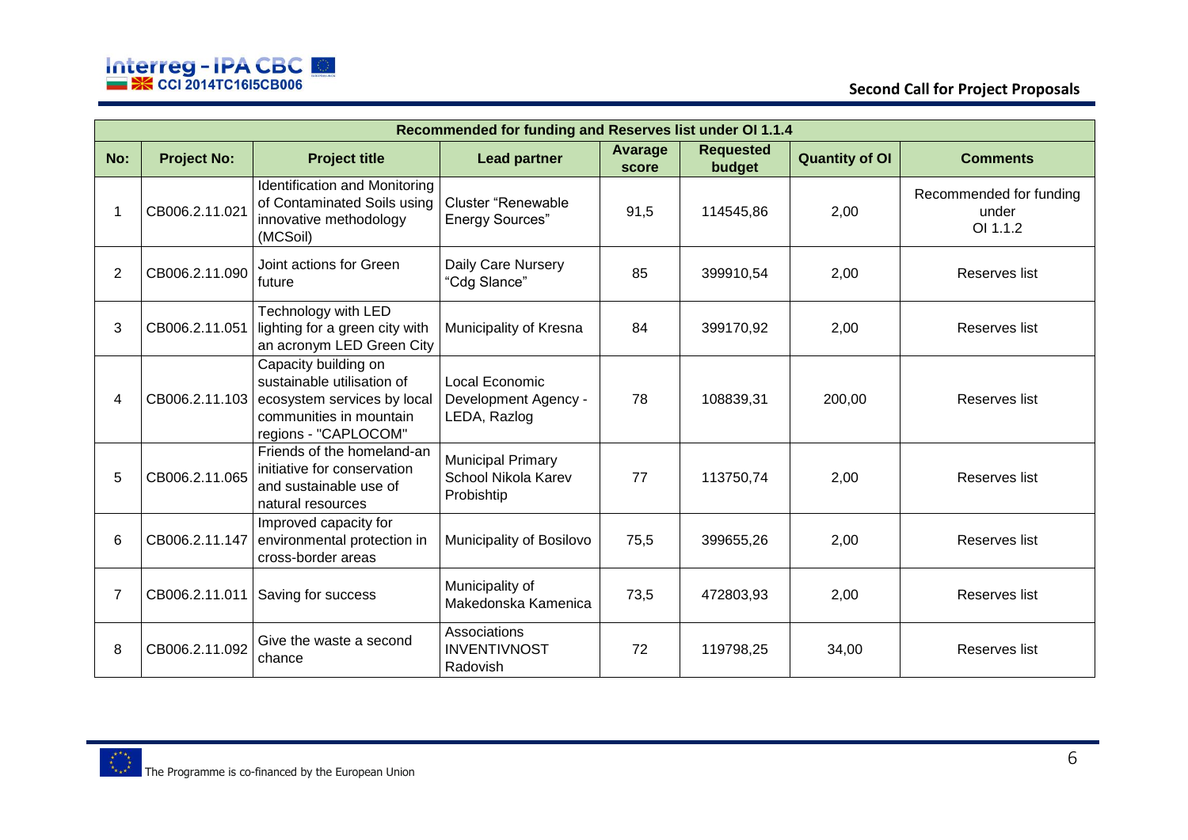| Recommended for funding and Reserves list under OI 1.1.4 | | | | | | | |
|---|---|---|---|---|---|---|---|
| **No:** | **Project No:** | **Project title** | **Lead partner** | **Avarage score** | **Requested budget** | **Quantity of OI** | **Comments** |
| 1 | CB006.2.11.021 | Identification and Monitoring of Contaminated Soils using innovative methodology (MCSoil) | Cluster "Renewable Energy Sources" | 91,5 | 114545,86 | 2,00 | Recommended for funding under OI 1.1.2 |
| 2 | CB006.2.11.090 | Joint actions for Green future | Daily Care Nursery "Cdg Slance" | 85 | 399910,54 | 2,00 | Reserves list |
| 3 | CB006.2.11.051 | Technology with LED lighting for a green city with an acronym LED Green City | Municipality of Kresna | 84 | 399170,92 | 2,00 | Reserves list |
| 4 | CB006.2.11.103 | Capacity building on sustainable utilisation of ecosystem services by local communities in mountain regions - "CAPLOCOM" | Local Economic Development Agency - LEDA, Razlog | 78 | 108839,31 | 200,00 | Reserves list |
| 5 | CB006.2.11.065 | Friends of the homeland-an initiative for conservation and sustainable use of natural resources | Municipal Primary School Nikola Karev Probishtip | 77 | 113750,74 | 2,00 | Reserves list |
| 6 | CB006.2.11.147 | Improved capacity for environmental protection in cross-border areas | Municipality of Bosilovo | 75,5 | 399655,26 | 2,00 | Reserves list |
| 7 | CB006.2.11.011 | Saving for success | Municipality of Makedonska Kamenica | 73,5 | 472803,93 | 2,00 | Reserves list |
| 8 | CB006.2.11.092 | Give the waste a second chance | Associations INVENTIVNOST Radovish | 72 | 119798,25 | 34,00 | Reserves list |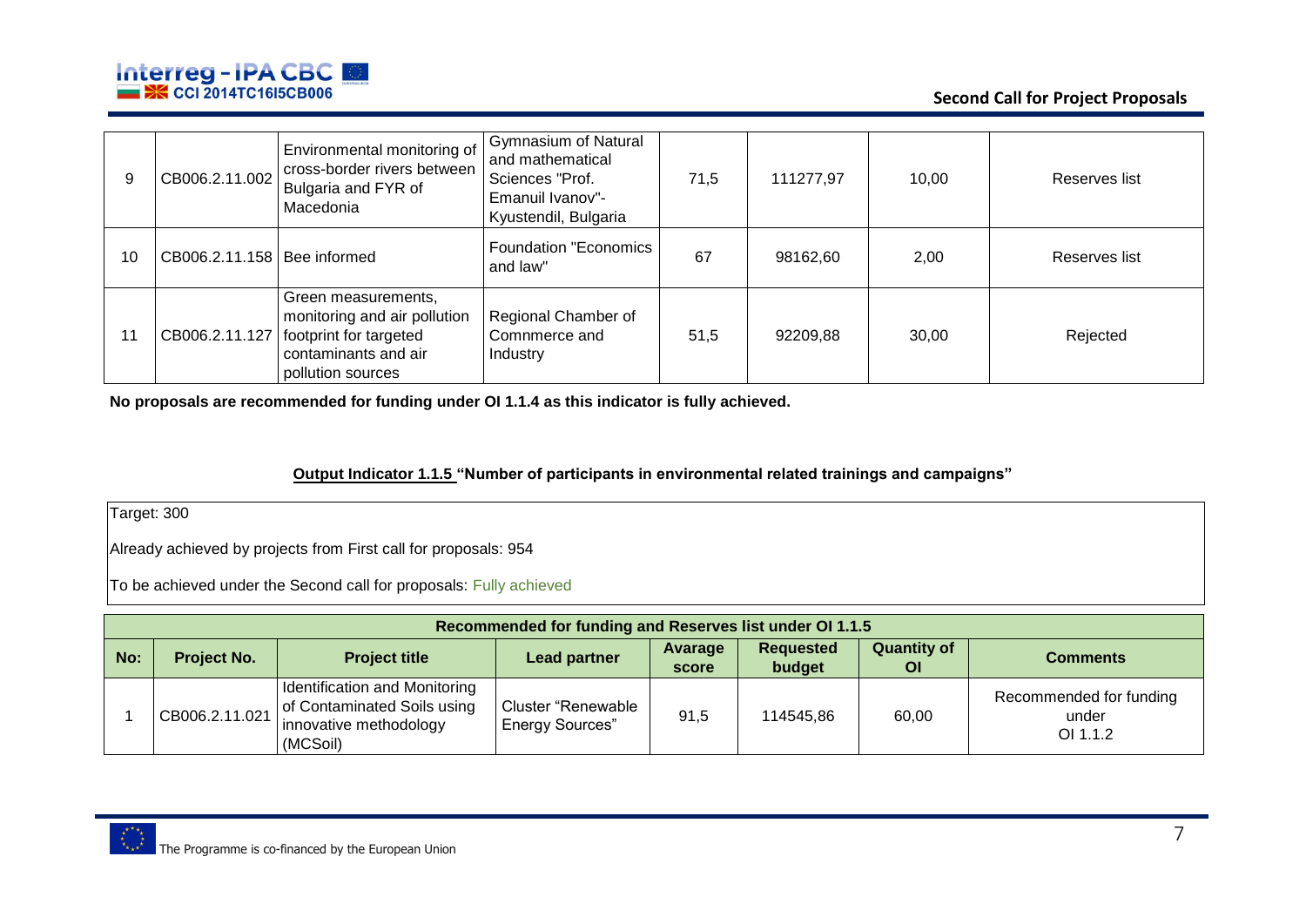| 9 | CB006.2.11.002 | Environmental monitoring of cross-border rivers between Bulgaria and FYR of Macedonia | Gymnasium of Natural and mathematical Sciences "Prof. Emanuil Ivanov"- Kyustendil, Bulgaria | 71,5 | 111277,97 | 10,00 | Reserves list |
|---|---|---|---|---|---|---|---|
| 10 | CB006.2.11.158 | Bee informed | Foundation "Economics and law" | 67 | 98162,60 | 2,00 | Reserves list |
| 11 | CB006.2.11.127 | Green measurements, monitoring and air pollution footprint for targeted contaminants and air pollution sources | Regional Chamber of Commnerce and Industry | 51,5 | 92209,88 | 30,00 | Rejected |

**No proposals are recommended for funding under OI 1.1.4 as this indicator is fully achieved.**

**Output Indicator 1.1.5 "Number of participants in environmental related trainings and campaigns"**

Target: 300

Already achieved by projects from First call for proposals: 954

To be achieved under the Second call for proposals: Fully achieved

| Recommended for funding and Reserves list under OI 1.1.5 | | | | | | | |
|---|---|---|---|---|---|---|---|
| **No:** | **Project No.** | **Project title** | **Lead partner** | **Avarage score** | **Requested budget** | **Quantity of OI** | **Comments** |
| 1 | CB006.2.11.021 | Identification and Monitoring of Contaminated Soils using innovative methodology (MCSoil) | Cluster "Renewable Energy Sources" | 91,5 | 114545,86 | 60,00 | Recommended for funding under OI 1.1.2 |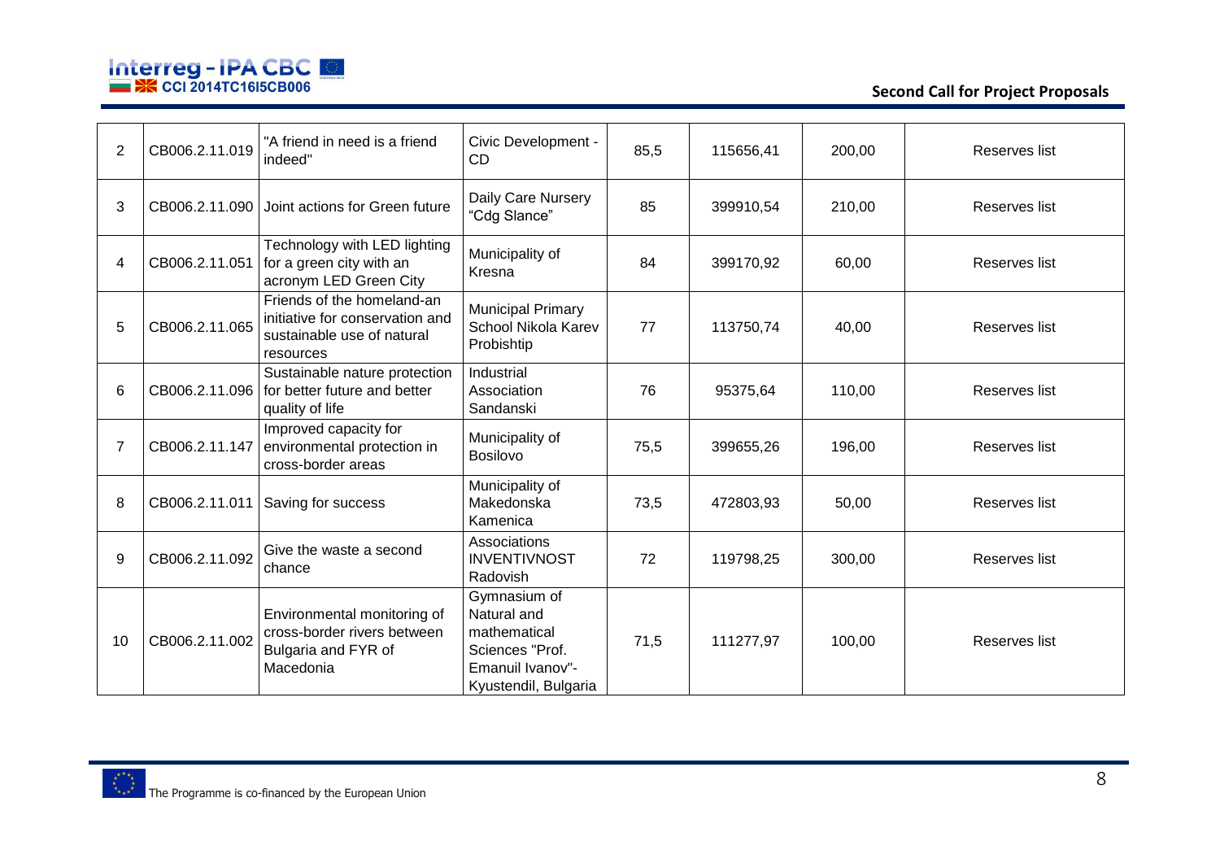| | | | | | | | |
|---|---|---|---|---|---|---|---|
| 2 | CB006.2.11.019 | "A friend in need is a friend indeed" | Civic Development - CD | 85,5 | 115656,41 | 200,00 | Reserves list |
| 3 | CB006.2.11.090 | Joint actions for Green future | Daily Care Nursery "Cdg Slance" | 85 | 399910,54 | 210,00 | Reserves list |
| 4 | CB006.2.11.051 | Technology with LED lighting for a green city with an acronym LED Green City | Municipality of Kresna | 84 | 399170,92 | 60,00 | Reserves list |
| 5 | CB006.2.11.065 | Friends of the homeland-an initiative for conservation and sustainable use of natural resources | Municipal Primary School Nikola Karev Probishtip | 77 | 113750,74 | 40,00 | Reserves list |
| 6 | CB006.2.11.096 | Sustainable nature protection for better future and better quality of life | Industrial Association Sandanski | 76 | 95375,64 | 110,00 | Reserves list |
| 7 | CB006.2.11.147 | Improved capacity for environmental protection in cross-border areas | Municipality of Bosilovo | 75,5 | 399655,26 | 196,00 | Reserves list |
| 8 | CB006.2.11.011 | Saving for success | Municipality of Makedonska Kamenica | 73,5 | 472803,93 | 50,00 | Reserves list |
| 9 | CB006.2.11.092 | Give the waste a second chance | Associations INVENTIVNOST Radovish | 72 | 119798,25 | 300,00 | Reserves list |
| 10 | CB006.2.11.002 | Environmental monitoring of cross-border rivers between Bulgaria and FYR of Macedonia | Gymnasium of Natural and mathematical Sciences "Prof. Emanuil Ivanov"- Kyustendil, Bulgaria | 71,5 | 111277,97 | 100,00 | Reserves list |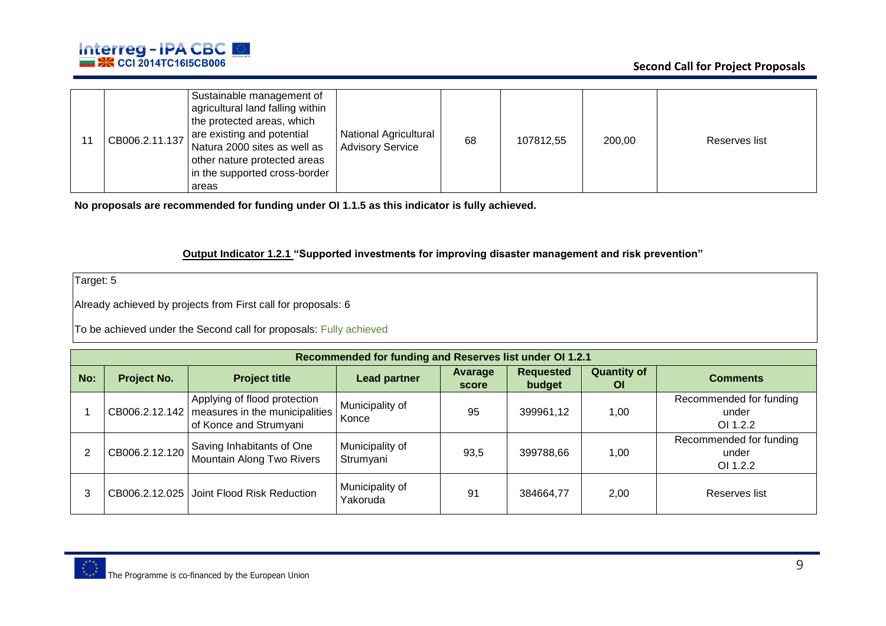| 11 | CB006.2.11.137 | Sustainable management of agricultural land falling within the protected areas, which are existing and potential Natura 2000 sites as well as other nature protected areas in the supported cross-border areas | National Agricultural Advisory Service | 68 | 107812,55 | 200,00 | Reserves list |
|---|---|---|---|---|---|---|---|

**No proposals are recommended for funding under OI 1.1.5 as this indicator is fully achieved.**

**<u>Output Indicator 1.2.1</u> "Supported investments for improving disaster management and risk prevention"**

Target: 5

Already achieved by projects from First call for proposals: 6

To be achieved under the Second call for proposals: Fully achieved

| Recommended for funding and Reserves list under OI 1.2.1 | | | | | | | |
|---|---|---|---|---|---|---|---|
| **No:** | **Project No.** | **Project title** | **Lead partner** | **Avarage score** | **Requested budget** | **Quantity of OI** | **Comments** |
| 1 | CB006.2.12.142 | Applying of flood protection measures in the municipalities of Konce and Strumyani | Municipality of Konce | 95 | 399961,12 | 1,00 | Recommended for funding under OI 1.2.2 |
| 2 | CB006.2.12.120 | Saving Inhabitants of One Mountain Along Two Rivers | Municipality of Strumyani | 93,5 | 399788,66 | 1,00 | Recommended for funding under OI 1.2.2 |
| 3 | CB006.2.12.025 | Joint Flood Risk Reduction | Municipality of Yakoruda | 91 | 384664,77 | 2,00 | Reserves list |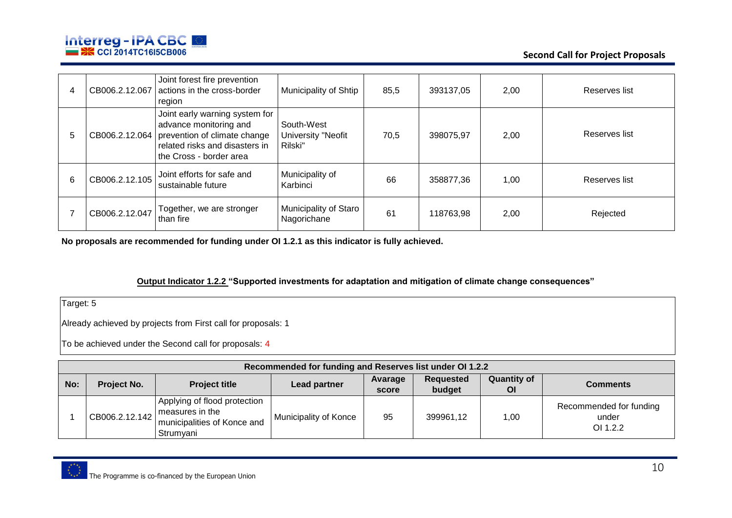| 4 | CB006.2.12.067 | Joint forest fire prevention actions in the cross-border region | Municipality of Shtip | 85,5 | 393137,05 | 2,00 | Reserves list |
|---|---|---|---|---|---|---|---|
| 5 | CB006.2.12.064 | Joint early warning system for advance monitoring and prevention of climate change related risks and disasters in the Cross - border area | South-West University "Neofit Rilski" | 70,5 | 398075,97 | 2,00 | Reserves list |
| 6 | CB006.2.12.105 | Joint efforts for safe and sustainable future | Municipality of Karbinci | 66 | 358877,36 | 1,00 | Reserves list |
| 7 | CB006.2.12.047 | Together, we are stronger than fire | Municipality of Staro Nagorichane | 61 | 118763,98 | 2,00 | Rejected |

**No proposals are recommended for funding under OI 1.2.1 as this indicator is fully achieved.**

**Output Indicator 1.2.2 "Supported investments for adaptation and mitigation of climate change consequences"**

Target: 5

Already achieved by projects from First call for proposals: 1

To be achieved under the Second call for proposals: 4

| Recommended for funding and Reserves list under OI 1.2.2 | | | | | | | |
|---|---|---|---|---|---|---|---|
| **No:** | **Project No.** | **Project title** | **Lead partner** | **Avarage score** | **Requested budget** | **Quantity of OI** | **Comments** |
| 1 | CB006.2.12.142 | Applying of flood protection measures in the municipalities of Konce and Strumyani | Municipality of Konce | 95 | 399961,12 | 1,00 | Recommended for funding under OI 1.2.2 |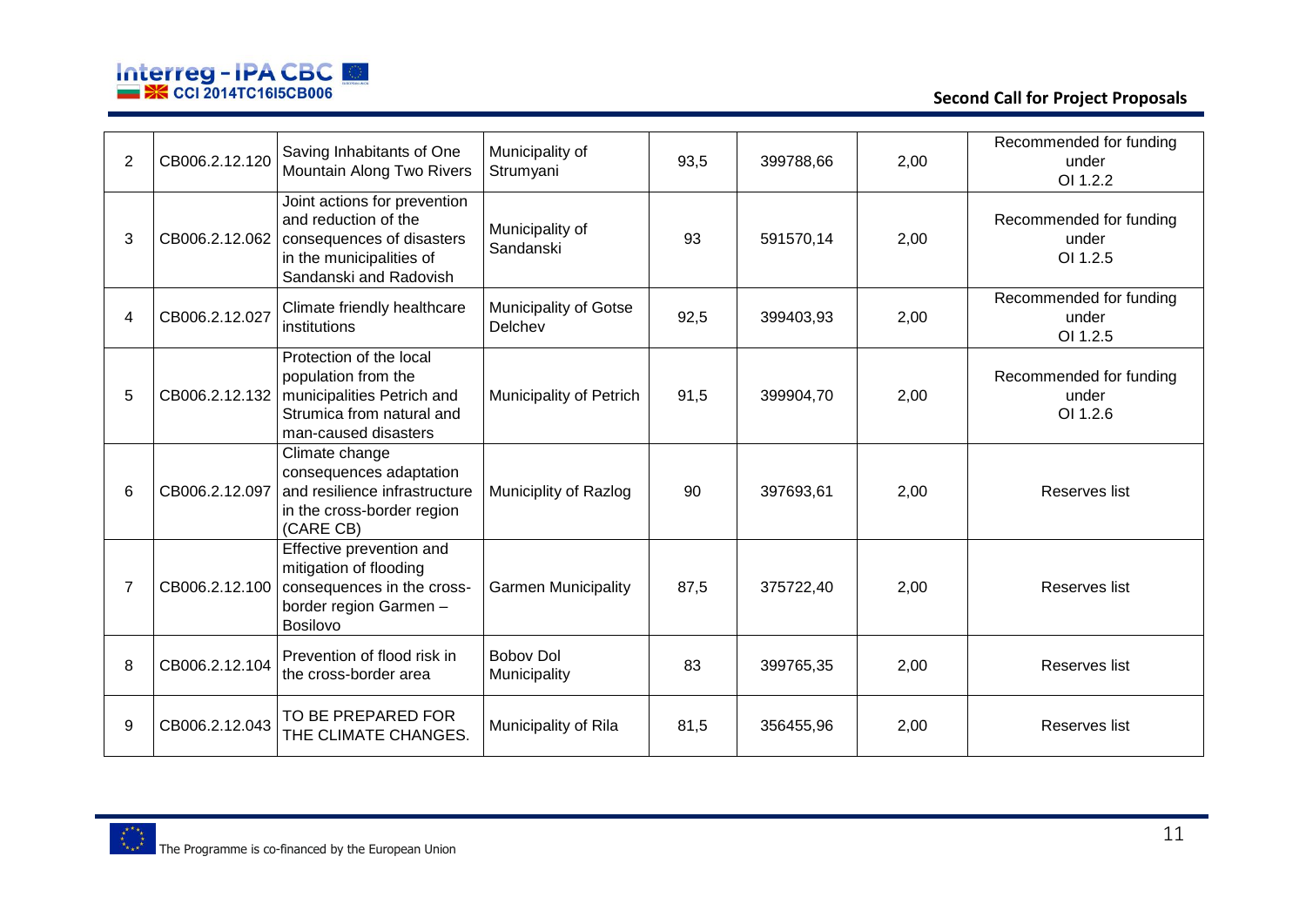| 2 | CB006.2.12.120 | Saving Inhabitants of One Mountain Along Two Rivers | Municipality of Strumyani | 93,5 | 399788,66 | 2,00 | Recommended for funding under OI 1.2.2 |
|---|---|---|---|---|---|---|---|
| 3 | CB006.2.12.062 | Joint actions for prevention and reduction of the consequences of disasters in the municipalities of Sandanski and Radovish | Municipality of Sandanski | 93 | 591570,14 | 2,00 | Recommended for funding under OI 1.2.5 |
| 4 | CB006.2.12.027 | Climate friendly healthcare institutions | Municipality of Gotse Delchev | 92,5 | 399403,93 | 2,00 | Recommended for funding under OI 1.2.5 |
| 5 | CB006.2.12.132 | Protection of the local population from the municipalities Petrich and Strumica from natural and man-caused disasters | Municipality of Petrich | 91,5 | 399904,70 | 2,00 | Recommended for funding under OI 1.2.6 |
| 6 | CB006.2.12.097 | Climate change consequences adaptation and resilience infrastructure in the cross-border region (CARE CB) | Municiplity of Razlog | 90 | 397693,61 | 2,00 | Reserves list |
| 7 | CB006.2.12.100 | Effective prevention and mitigation of flooding consequences in the cross-border region Garmen – Bosilovo | Garmen Municipality | 87,5 | 375722,40 | 2,00 | Reserves list |
| 8 | CB006.2.12.104 | Prevention of flood risk in the cross-border area | Bobov Dol Municipality | 83 | 399765,35 | 2,00 | Reserves list |
| 9 | CB006.2.12.043 | TO BE PREPARED FOR THE CLIMATE CHANGES. | Municipality of Rila | 81,5 | 356455,96 | 2,00 | Reserves list |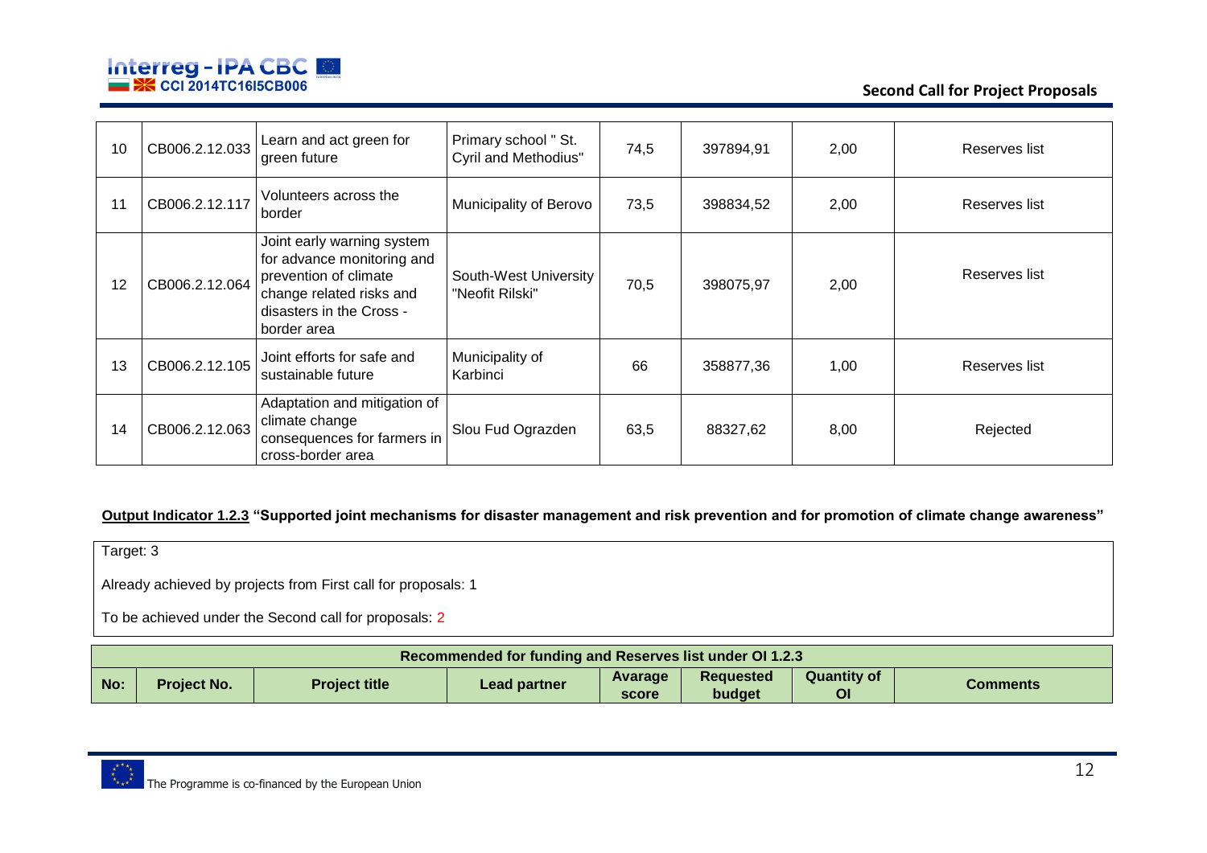| 10 | CB006.2.12.033 | Learn and act green for green future | Primary school " St. Cyril and Methodius" | 74,5 | 397894,91 | 2,00 | Reserves list |
|---|---|---|---|---|---|---|---|
| 11 | CB006.2.12.117 | Volunteers across the border | Municipality of Berovo | 73,5 | 398834,52 | 2,00 | Reserves list |
| 12 | CB006.2.12.064 | Joint early warning system for advance monitoring and prevention of climate change related risks and disasters in the Cross - border area | South-West University "Neofit Rilski" | 70,5 | 398075,97 | 2,00 | Reserves list |
| 13 | CB006.2.12.105 | Joint efforts for safe and sustainable future | Municipality of Karbinci | 66 | 358877,36 | 1,00 | Reserves list |
| 14 | CB006.2.12.063 | Adaptation and mitigation of climate change consequences for farmers in cross-border area | Slou Fud Ograzden | 63,5 | 88327,62 | 8,00 | Rejected |

**Output Indicator 1.2.3 "Supported joint mechanisms for disaster management and risk prevention and for promotion of climate change awareness"**

Target: 3

Already achieved by projects from First call for proposals: 1

To be achieved under the Second call for proposals: 2

| Recommended for funding and Reserves list under OI 1.2.3 | | | | | | | |
|---|---|---|---|---|---|---|---|
| **No:** | **Project No.** | **Project title** | **Lead partner** | **Avarage score** | **Requested budget** | **Quantity of OI** | **Comments** |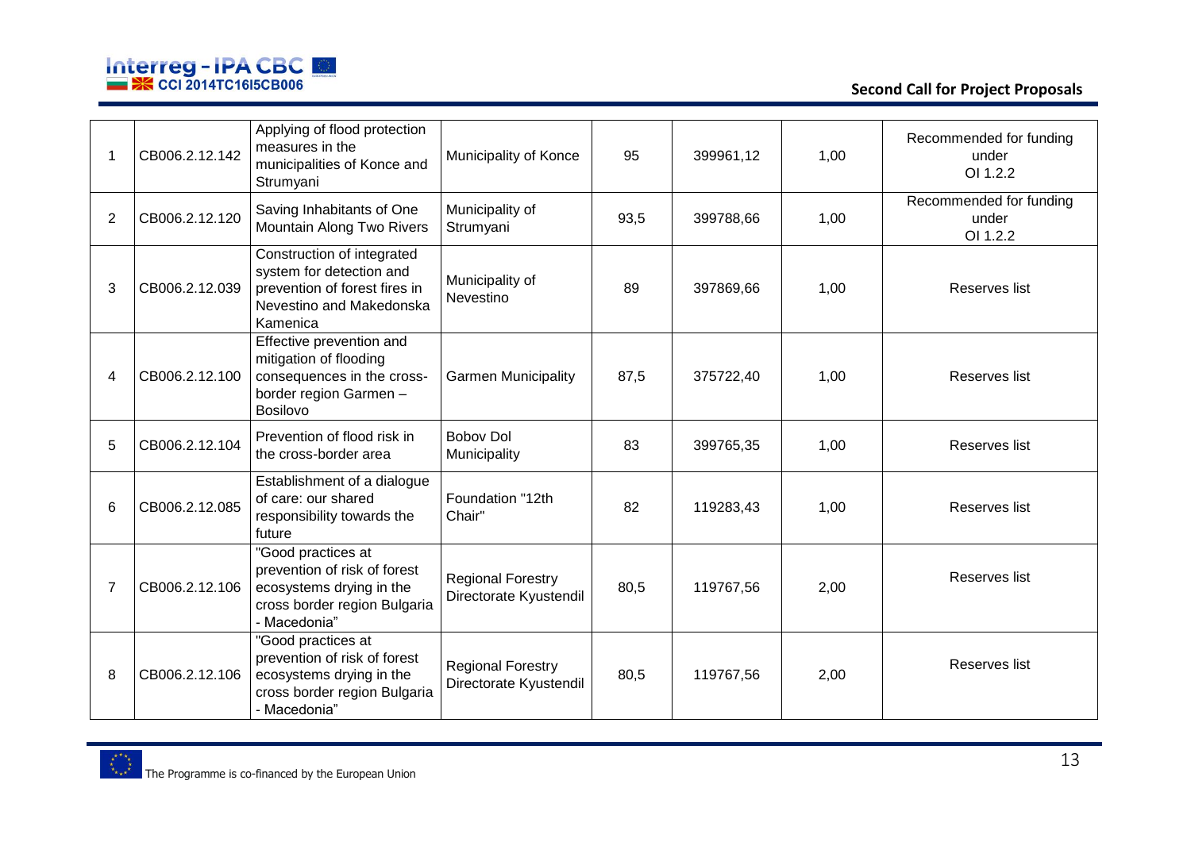| 1 | CB006.2.12.142 | Applying of flood protection measures in the municipalities of Konce and Strumyani | Municipality of Konce | 95 | 399961,12 | 1,00 | Recommended for funding under OI 1.2.2 |
|---|---|---|---|---|---|---|---|
| 2 | CB006.2.12.120 | Saving Inhabitants of One Mountain Along Two Rivers | Municipality of Strumyani | 93,5 | 399788,66 | 1,00 | Recommended for funding under OI 1.2.2 |
| 3 | CB006.2.12.039 | Construction of integrated system for detection and prevention of forest fires in Nevestino and Makedonska Kamenica | Municipality of Nevestino | 89 | 397869,66 | 1,00 | Reserves list |
| 4 | CB006.2.12.100 | Effective prevention and mitigation of flooding consequences in the cross-border region Garmen – Bosilovo | Garmen Municipality | 87,5 | 375722,40 | 1,00 | Reserves list |
| 5 | CB006.2.12.104 | Prevention of flood risk in the cross-border area | Bobov Dol Municipality | 83 | 399765,35 | 1,00 | Reserves list |
| 6 | CB006.2.12.085 | Establishment of a dialogue of care: our shared responsibility towards the future | Foundation "12th Chair" | 82 | 119283,43 | 1,00 | Reserves list |
| 7 | CB006.2.12.106 | "Good practices at prevention of risk of forest ecosystems drying in the cross border region Bulgaria - Macedonia" | Regional Forestry Directorate Kyustendil | 80,5 | 119767,56 | 2,00 | Reserves list |
| 8 | CB006.2.12.106 | "Good practices at prevention of risk of forest ecosystems drying in the cross border region Bulgaria - Macedonia" | Regional Forestry Directorate Kyustendil | 80,5 | 119767,56 | 2,00 | Reserves list |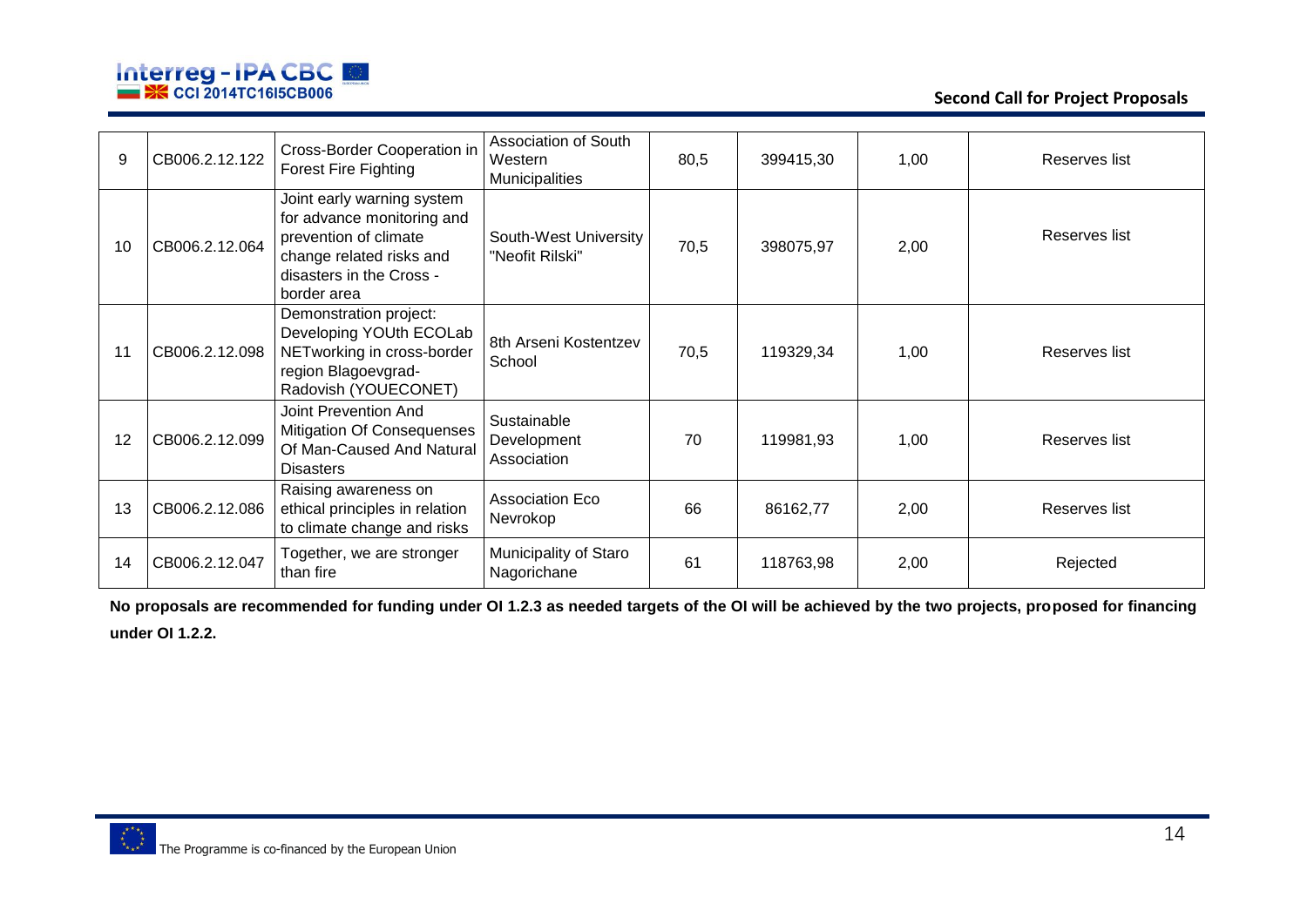| 9 | CB006.2.12.122 | Cross-Border Cooperation in Forest Fire Fighting | Association of South Western Municipalities | 80,5 | 399415,30 | 1,00 | Reserves list |
|---|---|---|---|---|---|---|---|
| 10 | CB006.2.12.064 | Joint early warning system for advance monitoring and prevention of climate change related risks and disasters in the Cross - border area | South-West University "Neofit Rilski" | 70,5 | 398075,97 | 2,00 | Reserves list |
| 11 | CB006.2.12.098 | Demonstration project: Developing YOUth ECOLab NETworking in cross-border region Blagoevgrad-Radovish (YOUECONET) | 8th Arseni Kostentzev School | 70,5 | 119329,34 | 1,00 | Reserves list |
| 12 | CB006.2.12.099 | Joint Prevention And Mitigation Of Consequenses Of Man-Caused And Natural Disasters | Sustainable Development Association | 70 | 119981,93 | 1,00 | Reserves list |
| 13 | CB006.2.12.086 | Raising awareness on ethical principles in relation to climate change and risks | Association Eco Nevrokop | 66 | 86162,77 | 2,00 | Reserves list |
| 14 | CB006.2.12.047 | Together, we are stronger than fire | Municipality of Staro Nagorichane | 61 | 118763,98 | 2,00 | Rejected |

**No proposals are recommended for funding under OI 1.2.3 as needed targets of the OI will be achieved by the two projects, proposed for financing under OI 1.2.2.**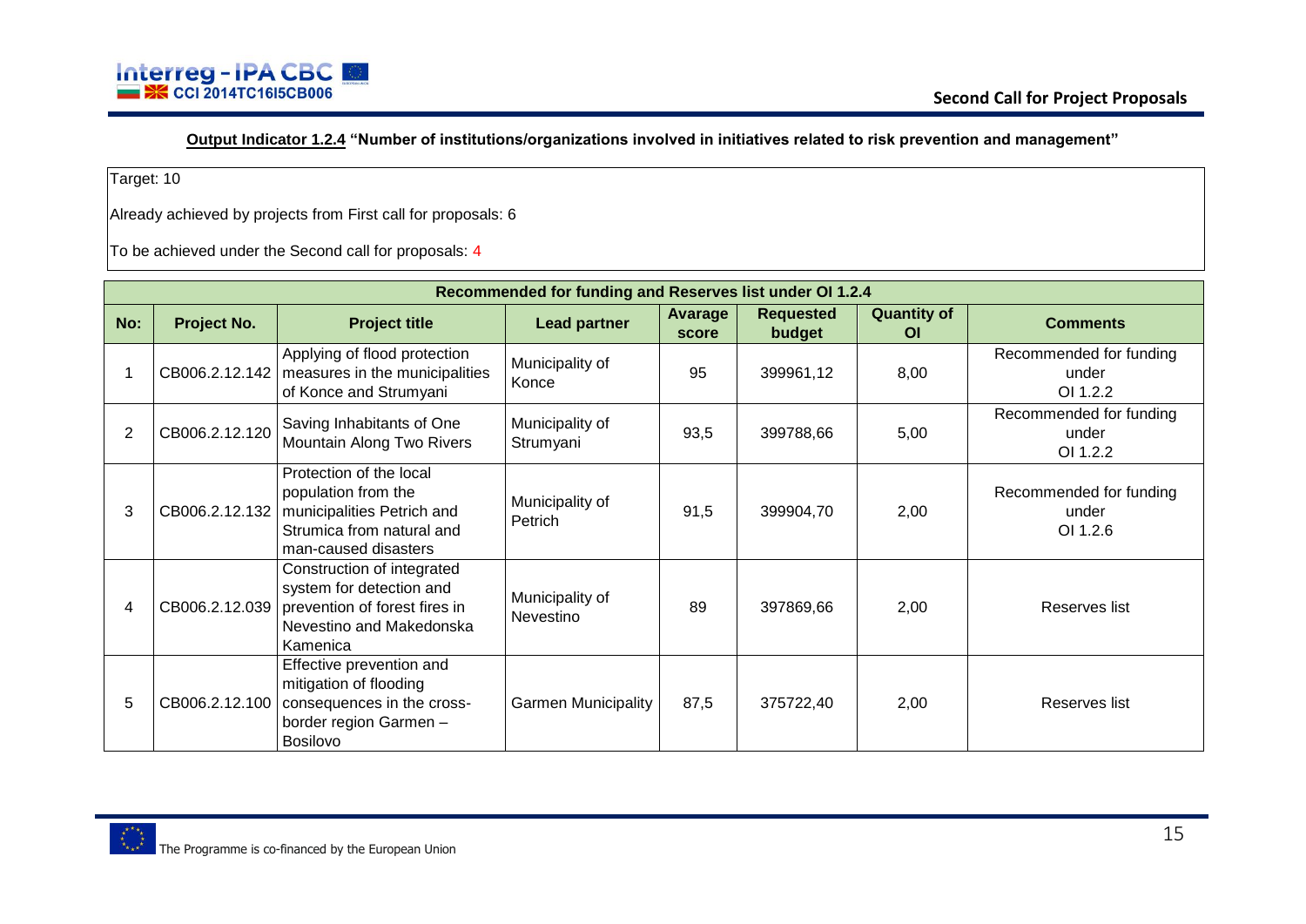**Output Indicator 1.2.4 "Number of institutions/organizations involved in initiatives related to risk prevention and management"**

Target: 10

Already achieved by projects from First call for proposals: 6

To be achieved under the Second call for proposals: 4

| Recommended for funding and Reserves list under OI 1.2.4 | | | | | | | |
|---|---|---|---|---|---|---|---|
| **No:** | **Project No.** | **Project title** | **Lead partner** | **Avarage score** | **Requested budget** | **Quantity of OI** | **Comments** |
| 1 | CB006.2.12.142 | Applying of flood protection measures in the municipalities of Konce and Strumyani | Municipality of Konce | 95 | 399961,12 | 8,00 | Recommended for funding under OI 1.2.2 |
| 2 | CB006.2.12.120 | Saving Inhabitants of One Mountain Along Two Rivers | Municipality of Strumyani | 93,5 | 399788,66 | 5,00 | Recommended for funding under OI 1.2.2 |
| 3 | CB006.2.12.132 | Protection of the local population from the municipalities Petrich and Strumica from natural and man-caused disasters | Municipality of Petrich | 91,5 | 399904,70 | 2,00 | Recommended for funding under OI 1.2.6 |
| 4 | CB006.2.12.039 | Construction of integrated system for detection and prevention of forest fires in Nevestino and Makedonska Kamenica | Municipality of Nevestino | 89 | 397869,66 | 2,00 | Reserves list |
| 5 | CB006.2.12.100 | Effective prevention and mitigation of flooding consequences in the cross-border region Garmen – Bosilovo | Garmen Municipality | 87,5 | 375722,40 | 2,00 | Reserves list |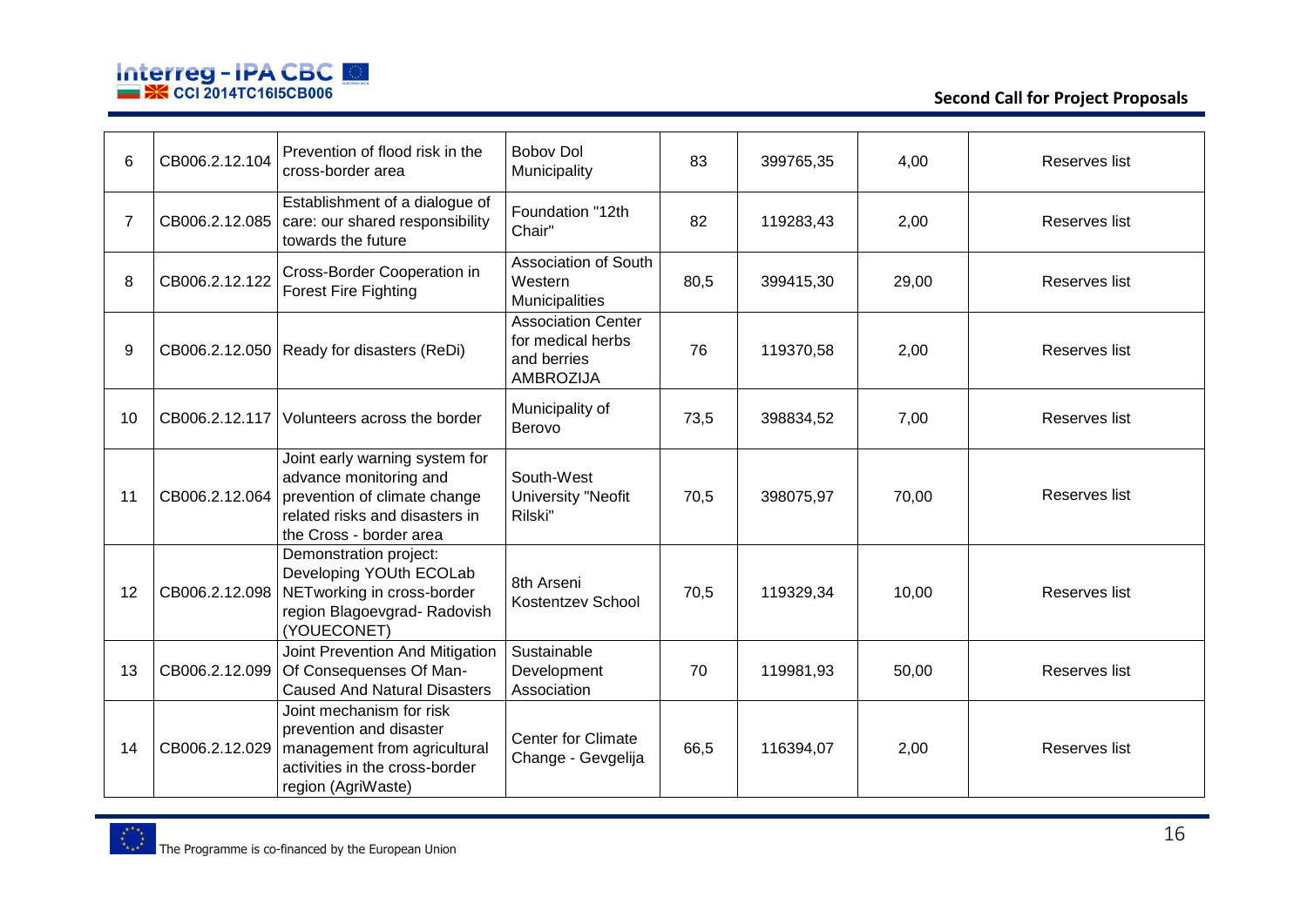| 6 | CB006.2.12.104 | Prevention of flood risk in the cross-border area | Bobov Dol Municipality | 83 | 399765,35 | 4,00 | Reserves list |
|---|---|---|---|---|---|---|---|
| 7 | CB006.2.12.085 | Establishment of a dialogue of care: our shared responsibility towards the future | Foundation "12th Chair" | 82 | 119283,43 | 2,00 | Reserves list |
| 8 | CB006.2.12.122 | Cross-Border Cooperation in Forest Fire Fighting | Association of South Western Municipalities | 80,5 | 399415,30 | 29,00 | Reserves list |
| 9 | CB006.2.12.050 | Ready for disasters (ReDi) | Association Center for medical herbs and berries AMBROZIJA | 76 | 119370,58 | 2,00 | Reserves list |
| 10 | CB006.2.12.117 | Volunteers across the border | Municipality of Berovo | 73,5 | 398834,52 | 7,00 | Reserves list |
| 11 | CB006.2.12.064 | Joint early warning system for advance monitoring and prevention of climate change related risks and disasters in the Cross - border area | South-West University "Neofit Rilski" | 70,5 | 398075,97 | 70,00 | Reserves list |
| 12 | CB006.2.12.098 | Demonstration project: Developing YOUth ECOLab NETworking in cross-border region Blagoevgrad- Radovish (YOUECONET) | 8th Arseni Kostentzev School | 70,5 | 119329,34 | 10,00 | Reserves list |
| 13 | CB006.2.12.099 | Joint Prevention And Mitigation Of Consequenses Of Man-Caused And Natural Disasters | Sustainable Development Association | 70 | 119981,93 | 50,00 | Reserves list |
| 14 | CB006.2.12.029 | Joint mechanism for risk prevention and disaster management from agricultural activities in the cross-border region (AgriWaste) | Center for Climate Change - Gevgelija | 66,5 | 116394,07 | 2,00 | Reserves list |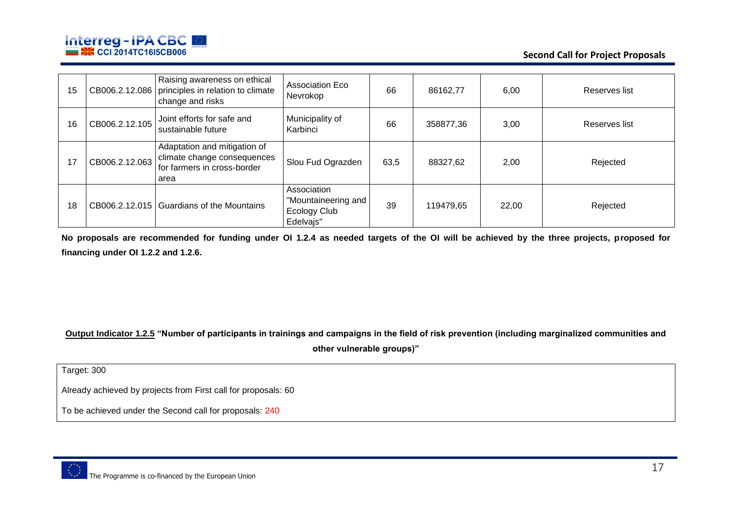| 15 | CB006.2.12.086 | Raising awareness on ethical principles in relation to climate change and risks | Association Eco Nevrokop | 66 | 86162,77 | 6,00 | Reserves list |
|---|---|---|---|---|---|---|---|
| 16 | CB006.2.12.105 | Joint efforts for safe and sustainable future | Municipality of Karbinci | 66 | 358877,36 | 3,00 | Reserves list |
| 17 | CB006.2.12.063 | Adaptation and mitigation of climate change consequences for farmers in cross-border area | Slou Fud Ograzden | 63,5 | 88327,62 | 2,00 | Rejected |
| 18 | CB006.2.12.015 | Guardians of the Mountains | Association "Mountaineering and Ecology Club Edelvajs" | 39 | 119479,65 | 22,00 | Rejected |

**No proposals are recommended for funding under OI 1.2.4 as needed targets of the OI will be achieved by the three projects, proposed for financing under OI 1.2.2 and 1.2.6.**

**Output Indicator 1.2.5 "Number of participants in trainings and campaigns in the field of risk prevention (including marginalized communities and other vulnerable groups)"**

Target: 300

Already achieved by projects from First call for proposals: 60

To be achieved under the Second call for proposals: 240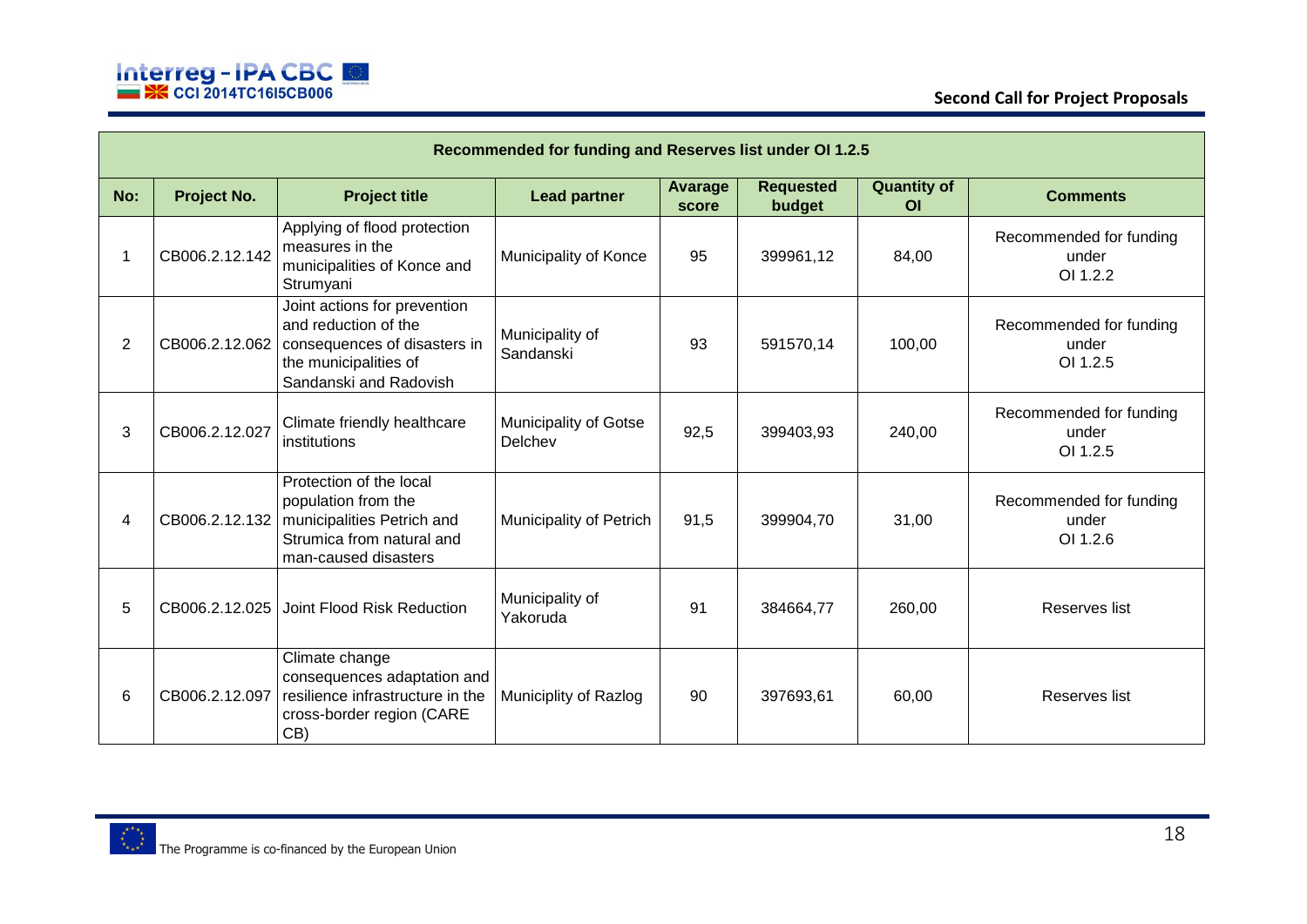| Recommended for funding and Reserves list under OI 1.2.5 | | | | | | | |
|---|---|---|---|---|---|---|---|
| **No:** | **Project No.** | **Project title** | **Lead partner** | **Avarage score** | **Requested budget** | **Quantity of OI** | **Comments** |
| 1 | CB006.2.12.142 | Applying of flood protection measures in the municipalities of Konce and Strumyani | Municipality of Konce | 95 | 399961,12 | 84,00 | Recommended for funding under OI 1.2.2 |
| 2 | CB006.2.12.062 | Joint actions for prevention and reduction of the consequences of disasters in the municipalities of Sandanski and Radovish | Municipality of Sandanski | 93 | 591570,14 | 100,00 | Recommended for funding under OI 1.2.5 |
| 3 | CB006.2.12.027 | Climate friendly healthcare institutions | Municipality of Gotse Delchev | 92,5 | 399403,93 | 240,00 | Recommended for funding under OI 1.2.5 |
| 4 | CB006.2.12.132 | Protection of the local population from the municipalities Petrich and Strumica from natural and man-caused disasters | Municipality of Petrich | 91,5 | 399904,70 | 31,00 | Recommended for funding under OI 1.2.6 |
| 5 | CB006.2.12.025 | Joint Flood Risk Reduction | Municipality of Yakoruda | 91 | 384664,77 | 260,00 | Reserves list |
| 6 | CB006.2.12.097 | Climate change consequences adaptation and resilience infrastructure in the cross-border region (CARE CB) | Municiplity of Razlog | 90 | 397693,61 | 60,00 | Reserves list |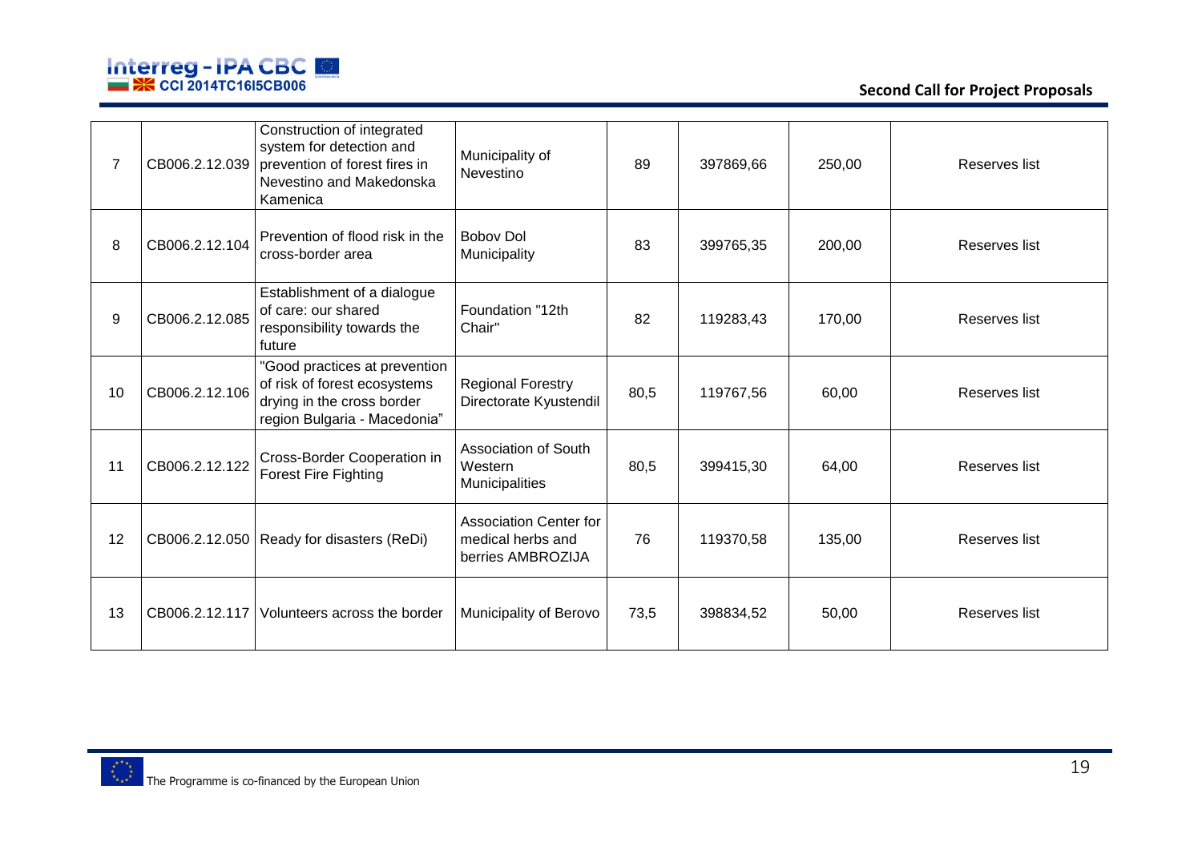| 7 | CB006.2.12.039 | Construction of integrated system for detection and prevention of forest fires in Nevestino and Makedonska Kamenica | Municipality of Nevestino | 89 | 397869,66 | 250,00 | Reserves list |
|---|---|---|---|---|---|---|---|
| 8 | CB006.2.12.104 | Prevention of flood risk in the cross-border area | Bobov Dol Municipality | 83 | 399765,35 | 200,00 | Reserves list |
| 9 | CB006.2.12.085 | Establishment of a dialogue of care: our shared responsibility towards the future | Foundation "12th Chair" | 82 | 119283,43 | 170,00 | Reserves list |
| 10 | CB006.2.12.106 | "Good practices at prevention of risk of forest ecosystems drying in the cross border region Bulgaria - Macedonia" | Regional Forestry Directorate Kyustendil | 80,5 | 119767,56 | 60,00 | Reserves list |
| 11 | CB006.2.12.122 | Cross-Border Cooperation in Forest Fire Fighting | Association of South Western Municipalities | 80,5 | 399415,30 | 64,00 | Reserves list |
| 12 | CB006.2.12.050 | Ready for disasters (ReDi) | Association Center for medical herbs and berries AMBROZIJA | 76 | 119370,58 | 135,00 | Reserves list |
| 13 | CB006.2.12.117 | Volunteers across the border | Municipality of Berovo | 73,5 | 398834,52 | 50,00 | Reserves list |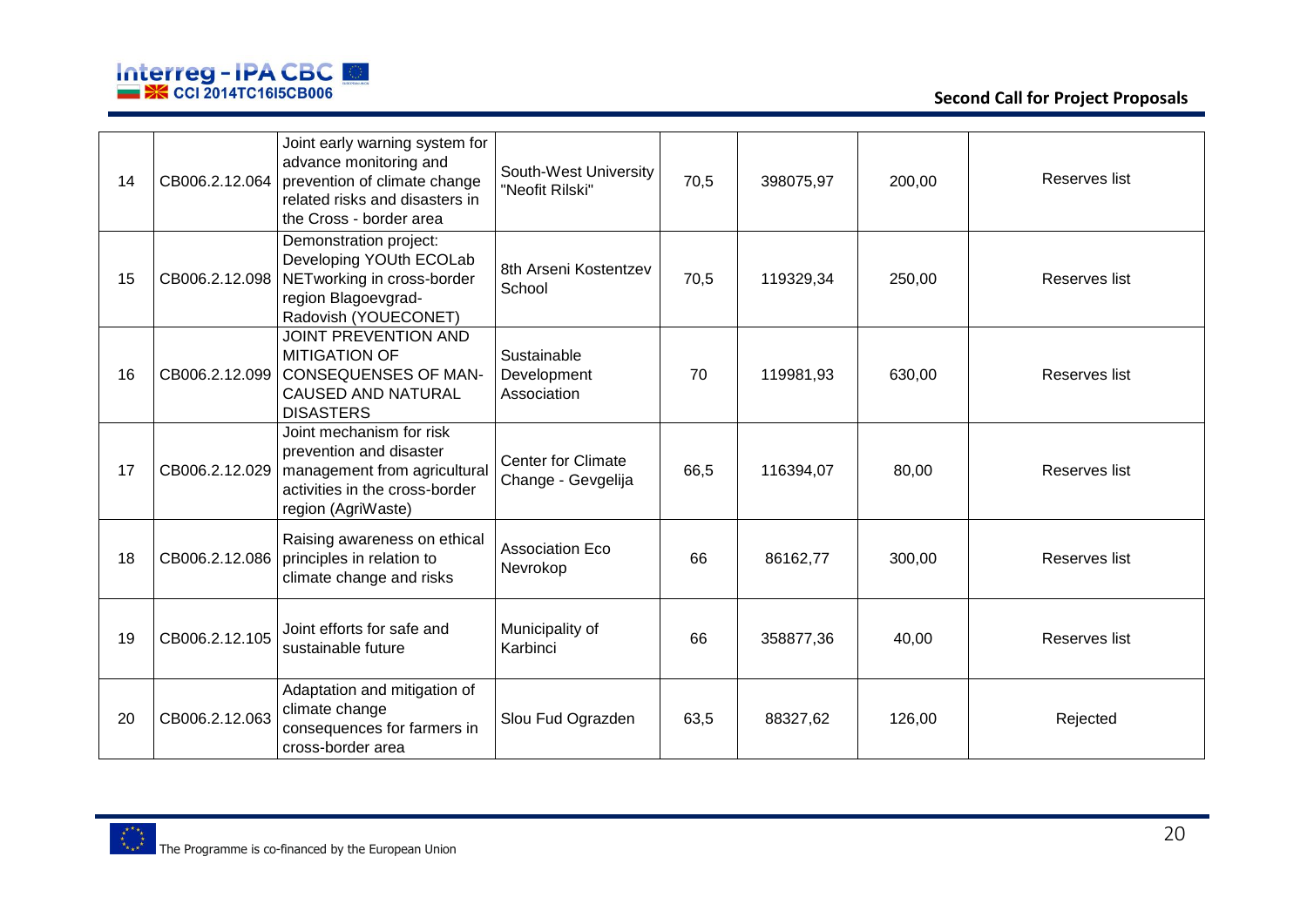| 14 | CB006.2.12.064 | Joint early warning system for advance monitoring and prevention of climate change related risks and disasters in the Cross - border area | South-West University "Neofit Rilski" | 70,5 | 398075,97 | 200,00 | Reserves list |
|---|---|---|---|---|---|---|---|
| 15 | CB006.2.12.098 | Demonstration project: Developing YOUth ECOLab NETworking in cross-border region Blagoevgrad-Radovish (YOUECONET) | 8th Arseni Kostentzev School | 70,5 | 119329,34 | 250,00 | Reserves list |
| 16 | CB006.2.12.099 | JOINT PREVENTION AND MITIGATION OF CONSEQUENSES OF MAN-CAUSED AND NATURAL DISASTERS | Sustainable Development Association | 70 | 119981,93 | 630,00 | Reserves list |
| 17 | CB006.2.12.029 | Joint mechanism for risk prevention and disaster management from agricultural activities in the cross-border region (AgriWaste) | Center for Climate Change - Gevgelija | 66,5 | 116394,07 | 80,00 | Reserves list |
| 18 | CB006.2.12.086 | Raising awareness on ethical principles in relation to climate change and risks | Association Eco Nevrokop | 66 | 86162,77 | 300,00 | Reserves list |
| 19 | CB006.2.12.105 | Joint efforts for safe and sustainable future | Municipality of Karbinci | 66 | 358877,36 | 40,00 | Reserves list |
| 20 | CB006.2.12.063 | Adaptation and mitigation of climate change consequences for farmers in cross-border area | Slou Fud Ograzden | 63,5 | 88327,62 | 126,00 | Rejected |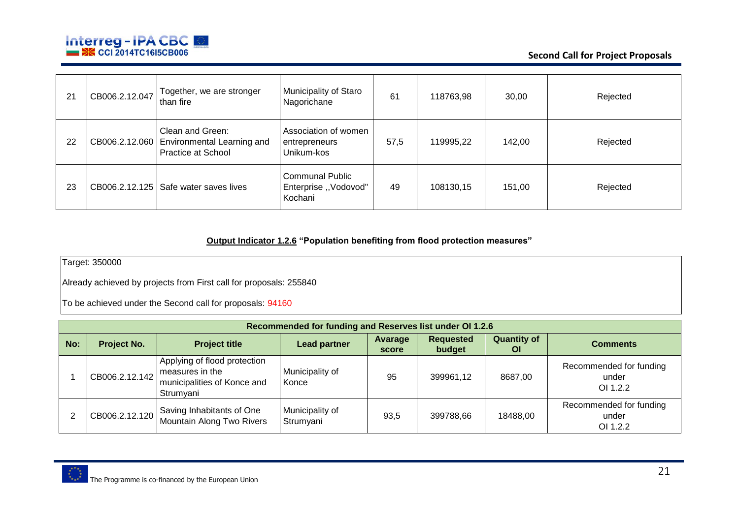| 21 | CB006.2.12.047 | Together, we are stronger than fire | Municipality of Staro Nagorichane | 61 | 118763,98 | 30,00 | Rejected |
|---|---|---|---|---|---|---|---|
| 22 | CB006.2.12.060 | Clean and Green: Environmental Learning and Practice at School | Association of women entrepreneurs Unikum-kos | 57,5 | 119995,22 | 142,00 | Rejected |
| 23 | CB006.2.12.125 | Safe water saves lives | Communal Public Enterprise ,,Vodovod" Kochani | 49 | 108130,15 | 151,00 | Rejected |

**Output Indicator 1.2.6 "Population benefiting from flood protection measures"**

Target: 350000

Already achieved by projects from First call for proposals: 255840

To be achieved under the Second call for proposals: 94160

| Recommended for funding and Reserves list under OI 1.2.6 | | | | | | | |
|---|---|---|---|---|---|---|---|
| **No:** | **Project No.** | **Project title** | **Lead partner** | **Avarage score** | **Requested budget** | **Quantity of OI** | **Comments** |
| 1 | CB006.2.12.142 | Applying of flood protection measures in the municipalities of Konce and Strumyani | Municipality of Konce | 95 | 399961,12 | 8687,00 | Recommended for funding under OI 1.2.2 |
| 2 | CB006.2.12.120 | Saving Inhabitants of One Mountain Along Two Rivers | Municipality of Strumyani | 93,5 | 399788,66 | 18488,00 | Recommended for funding under OI 1.2.2 |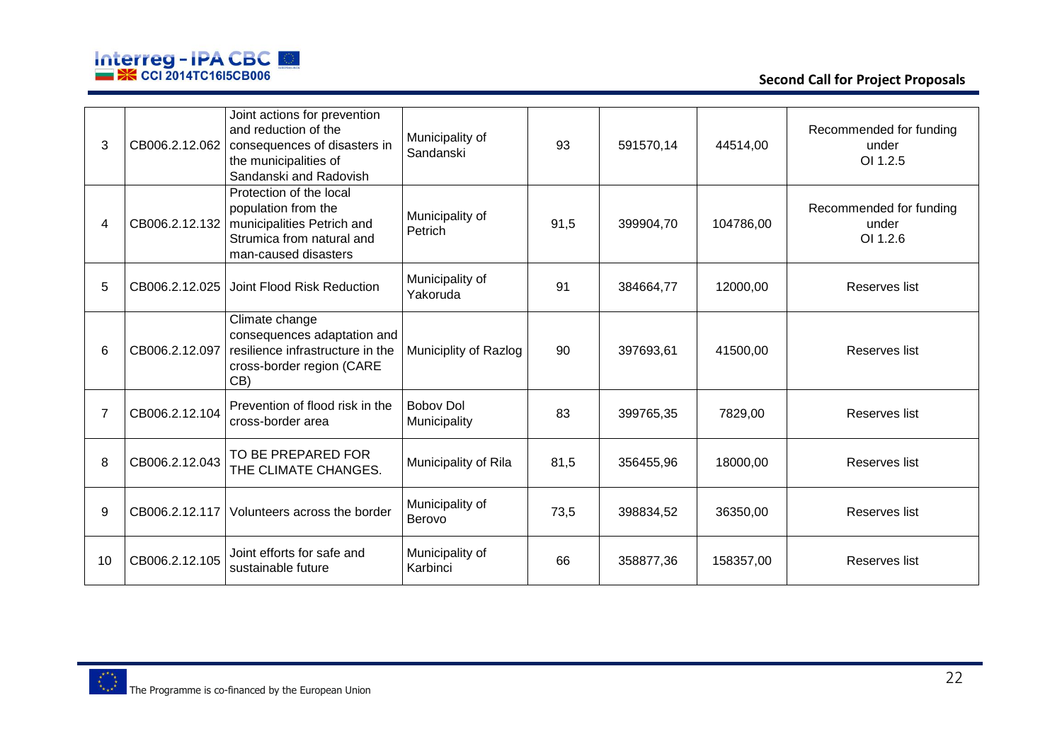| 3 | CB006.2.12.062 | Joint actions for prevention and reduction of the consequences of disasters in the municipalities of Sandanski and Radovish | Municipality of Sandanski | 93 | 591570,14 | 44514,00 | Recommended for funding under OI 1.2.5 |
|---|---|---|---|---|---|---|---|
| 4 | CB006.2.12.132 | Protection of the local population from the municipalities Petrich and Strumica from natural and man-caused disasters | Municipality of Petrich | 91,5 | 399904,70 | 104786,00 | Recommended for funding under OI 1.2.6 |
| 5 | CB006.2.12.025 | Joint Flood Risk Reduction | Municipality of Yakoruda | 91 | 384664,77 | 12000,00 | Reserves list |
| 6 | CB006.2.12.097 | Climate change consequences adaptation and resilience infrastructure in the cross-border region (CARE CB) | Municiplity of Razlog | 90 | 397693,61 | 41500,00 | Reserves list |
| 7 | CB006.2.12.104 | Prevention of flood risk in the cross-border area | Bobov Dol Municipality | 83 | 399765,35 | 7829,00 | Reserves list |
| 8 | CB006.2.12.043 | TO BE PREPARED FOR THE CLIMATE CHANGES. | Municipality of Rila | 81,5 | 356455,96 | 18000,00 | Reserves list |
| 9 | CB006.2.12.117 | Volunteers across the border | Municipality of Berovo | 73,5 | 398834,52 | 36350,00 | Reserves list |
| 10 | CB006.2.12.105 | Joint efforts for safe and sustainable future | Municipality of Karbinci | 66 | 358877,36 | 158357,00 | Reserves list |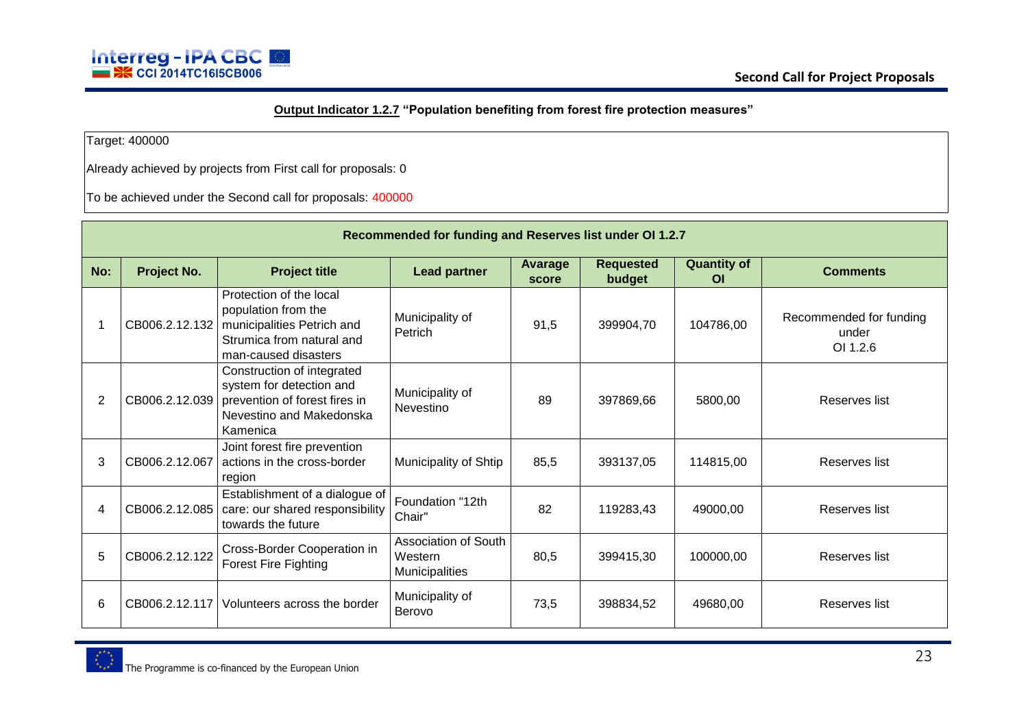**Output Indicator 1.2.7 "Population benefiting from forest fire protection measures"**

Target: 400000

Already achieved by projects from First call for proposals: 0

To be achieved under the Second call for proposals: 400000

| Recommended for funding and Reserves list under OI 1.2.7 | | | | | | | |
|---|---|---|---|---|---|---|---|
| **No:** | **Project No.** | **Project title** | **Lead partner** | **Avarage score** | **Requested budget** | **Quantity of OI** | **Comments** |
| 1 | CB006.2.12.132 | Protection of the local population from the municipalities Petrich and Strumica from natural and man-caused disasters | Municipality of Petrich | 91,5 | 399904,70 | 104786,00 | Recommended for funding under OI 1.2.6 |
| 2 | CB006.2.12.039 | Construction of integrated system for detection and prevention of forest fires in Nevestino and Makedonska Kamenica | Municipality of Nevestino | 89 | 397869,66 | 5800,00 | Reserves list |
| 3 | CB006.2.12.067 | Joint forest fire prevention actions in the cross-border region | Municipality of Shtip | 85,5 | 393137,05 | 114815,00 | Reserves list |
| 4 | CB006.2.12.085 | Establishment of a dialogue of care: our shared responsibility towards the future | Foundation "12th Chair" | 82 | 119283,43 | 49000,00 | Reserves list |
| 5 | CB006.2.12.122 | Cross-Border Cooperation in Forest Fire Fighting | Association of South Western Municipalities | 80,5 | 399415,30 | 100000,00 | Reserves list |
| 6 | CB006.2.12.117 | Volunteers across the border | Municipality of Berovo | 73,5 | 398834,52 | 49680,00 | Reserves list |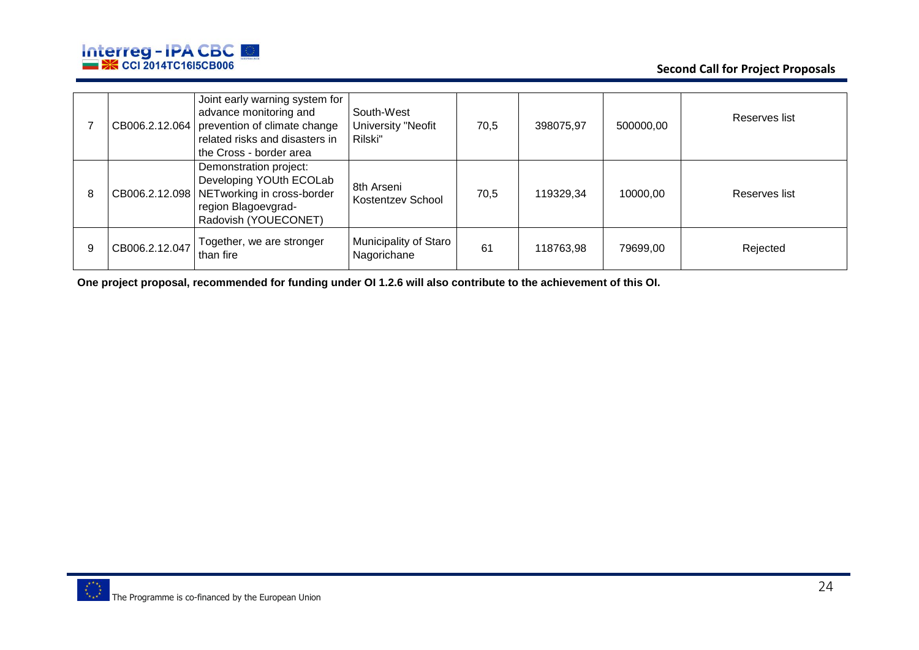| | | | | | | | |
|---|---|---|---|---|---|---|---|
| 7 | CB006.2.12.064 | Joint early warning system for advance monitoring and prevention of climate change related risks and disasters in the Cross - border area | South-West University "Neofit Rilski" | 70,5 | 398075,97 | 500000,00 | Reserves list |
| 8 | CB006.2.12.098 | Demonstration project: Developing YOUth ECOLab NETworking in cross-border region Blagoevgrad-Radovish (YOUECONET) | 8th Arseni Kostentzev School | 70,5 | 119329,34 | 10000,00 | Reserves list |
| 9 | CB006.2.12.047 | Together, we are stronger than fire | Municipality of Staro Nagorichane | 61 | 118763,98 | 79699,00 | Rejected |

**One project proposal, recommended for funding under OI 1.2.6 will also contribute to the achievement of this OI.**